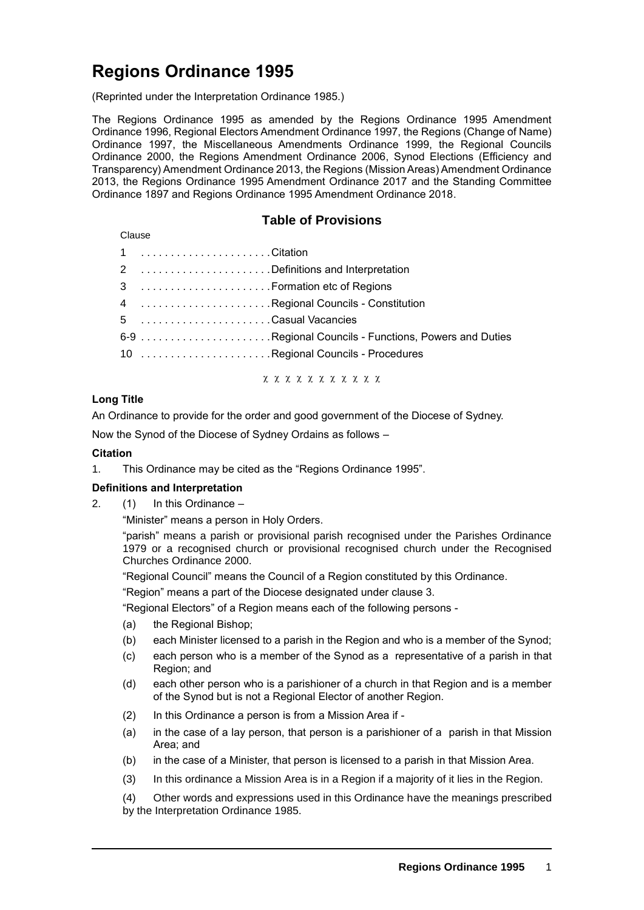# Regions Ordinance 1995

(Reprinted under the Interpretation Ordinance 1985.)

The Regions Ordinance 1995 as amended by the Regions Ordinance 1995 Amendment Ordinance 1996, Regional Electors Amendment Ordinance 1997, the Regions (Change of Name) Ordinance 1997, the Miscellaneous Amendments Ordinance 1999, the Regional Councils Ordinance 2000, the Regions Amendment Ordinance 2006, Synod Elections (Efficiency and Transparency) Amendment Ordinance 2013, the Regions (Mission Areas) Amendment Ordinance 2013, the Regions Ordinance 1995 Amendment Ordinance 2017 and the Standing Committee Ordinance 1897 and Regions Ordinance 1995 Amendment Ordinance 2018.

## Table of Provisions

| Clause | |
|---|---|
| 1 | Citation |
| 2 | Definitions and Interpretation |
| 3 | Formation etc of Regions |
| 4 | Regional Councils - Constitution |
| 5 | Casual Vacancies |
| 6-9 | Regional Councils - Functions, Powers and Duties |
| 10 | Regional Councils - Procedures |

χ χ χ χ χ χ χ χ χ χ χ

**Long Title**

An Ordinance to provide for the order and good government of the Diocese of Sydney.

Now the Synod of the Diocese of Sydney Ordains as follows –

**Citation**

1. This Ordinance may be cited as the "Regions Ordinance 1995".

**Definitions and Interpretation**

2. (1) In this Ordinance –

"Minister" means a person in Holy Orders.

"parish" means a parish or provisional parish recognised under the Parishes Ordinance 1979 or a recognised church or provisional recognised church under the Recognised Churches Ordinance 2000.

"Regional Council" means the Council of a Region constituted by this Ordinance.

"Region" means a part of the Diocese designated under clause 3.

"Regional Electors" of a Region means each of the following persons -

(a) the Regional Bishop;

(b) each Minister licensed to a parish in the Region and who is a member of the Synod;

(c) each person who is a member of the Synod as a representative of a parish in that Region; and

(d) each other person who is a parishioner of a church in that Region and is a member of the Synod but is not a Regional Elector of another Region.

(2) In this Ordinance a person is from a Mission Area if -

(a) in the case of a lay person, that person is a parishioner of a parish in that Mission Area; and

(b) in the case of a Minister, that person is licensed to a parish in that Mission Area.

(3) In this ordinance a Mission Area is in a Region if a majority of it lies in the Region.

(4) Other words and expressions used in this Ordinance have the meanings prescribed by the Interpretation Ordinance 1985.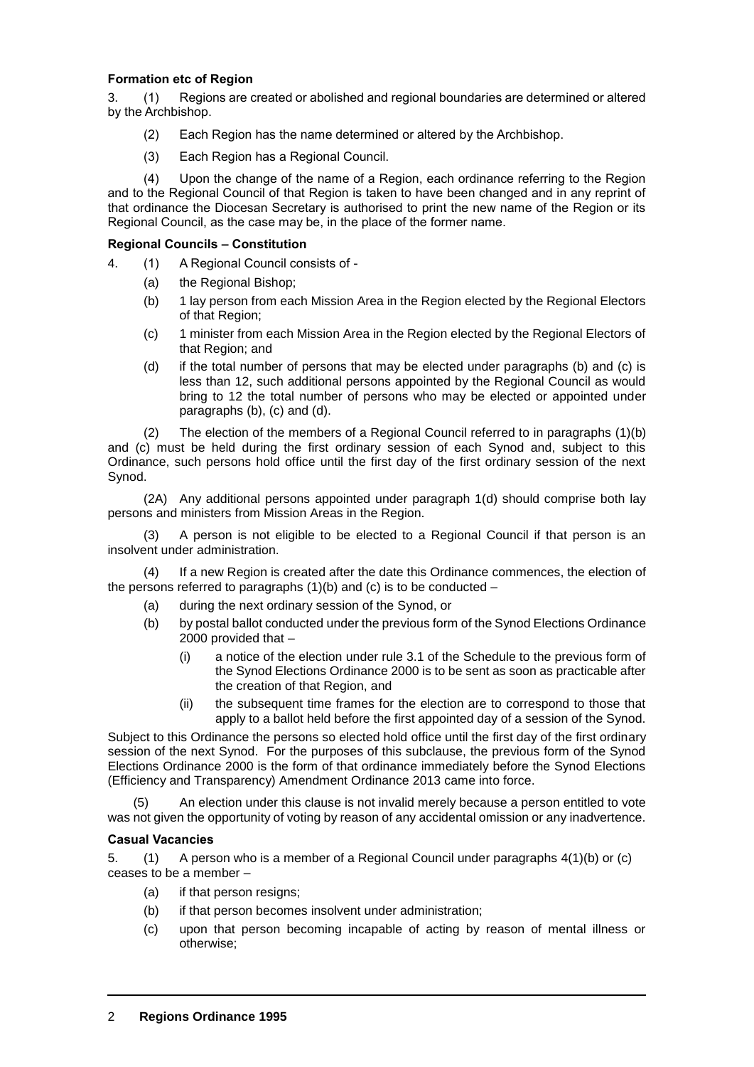**Formation etc of Region**

3. (1) Regions are created or abolished and regional boundaries are determined or altered by the Archbishop.

(2) Each Region has the name determined or altered by the Archbishop.

(3) Each Region has a Regional Council.

(4) Upon the change of the name of a Region, each ordinance referring to the Region and to the Regional Council of that Region is taken to have been changed and in any reprint of that ordinance the Diocesan Secretary is authorised to print the new name of the Region or its Regional Council, as the case may be, in the place of the former name.

**Regional Councils – Constitution**

4. (1) A Regional Council consists of -

(a) the Regional Bishop;

(b) 1 lay person from each Mission Area in the Region elected by the Regional Electors of that Region;

(c) 1 minister from each Mission Area in the Region elected by the Regional Electors of that Region; and

(d) if the total number of persons that may be elected under paragraphs (b) and (c) is less than 12, such additional persons appointed by the Regional Council as would bring to 12 the total number of persons who may be elected or appointed under paragraphs (b), (c) and (d).

(2) The election of the members of a Regional Council referred to in paragraphs (1)(b) and (c) must be held during the first ordinary session of each Synod and, subject to this Ordinance, such persons hold office until the first day of the first ordinary session of the next Synod.

(2A) Any additional persons appointed under paragraph 1(d) should comprise both lay persons and ministers from Mission Areas in the Region.

(3) A person is not eligible to be elected to a Regional Council if that person is an insolvent under administration.

(4) If a new Region is created after the date this Ordinance commences, the election of the persons referred to paragraphs (1)(b) and (c) is to be conducted –

(a) during the next ordinary session of the Synod, or

(b) by postal ballot conducted under the previous form of the Synod Elections Ordinance 2000 provided that –

(i) a notice of the election under rule 3.1 of the Schedule to the previous form of the Synod Elections Ordinance 2000 is to be sent as soon as practicable after the creation of that Region, and

(ii) the subsequent time frames for the election are to correspond to those that apply to a ballot held before the first appointed day of a session of the Synod.

Subject to this Ordinance the persons so elected hold office until the first day of the first ordinary session of the next Synod. For the purposes of this subclause, the previous form of the Synod Elections Ordinance 2000 is the form of that ordinance immediately before the Synod Elections (Efficiency and Transparency) Amendment Ordinance 2013 came into force.

(5) An election under this clause is not invalid merely because a person entitled to vote was not given the opportunity of voting by reason of any accidental omission or any inadvertence.

**Casual Vacancies**

5. (1) A person who is a member of a Regional Council under paragraphs 4(1)(b) or (c) ceases to be a member –

(a) if that person resigns;

(b) if that person becomes insolvent under administration;

(c) upon that person becoming incapable of acting by reason of mental illness or otherwise;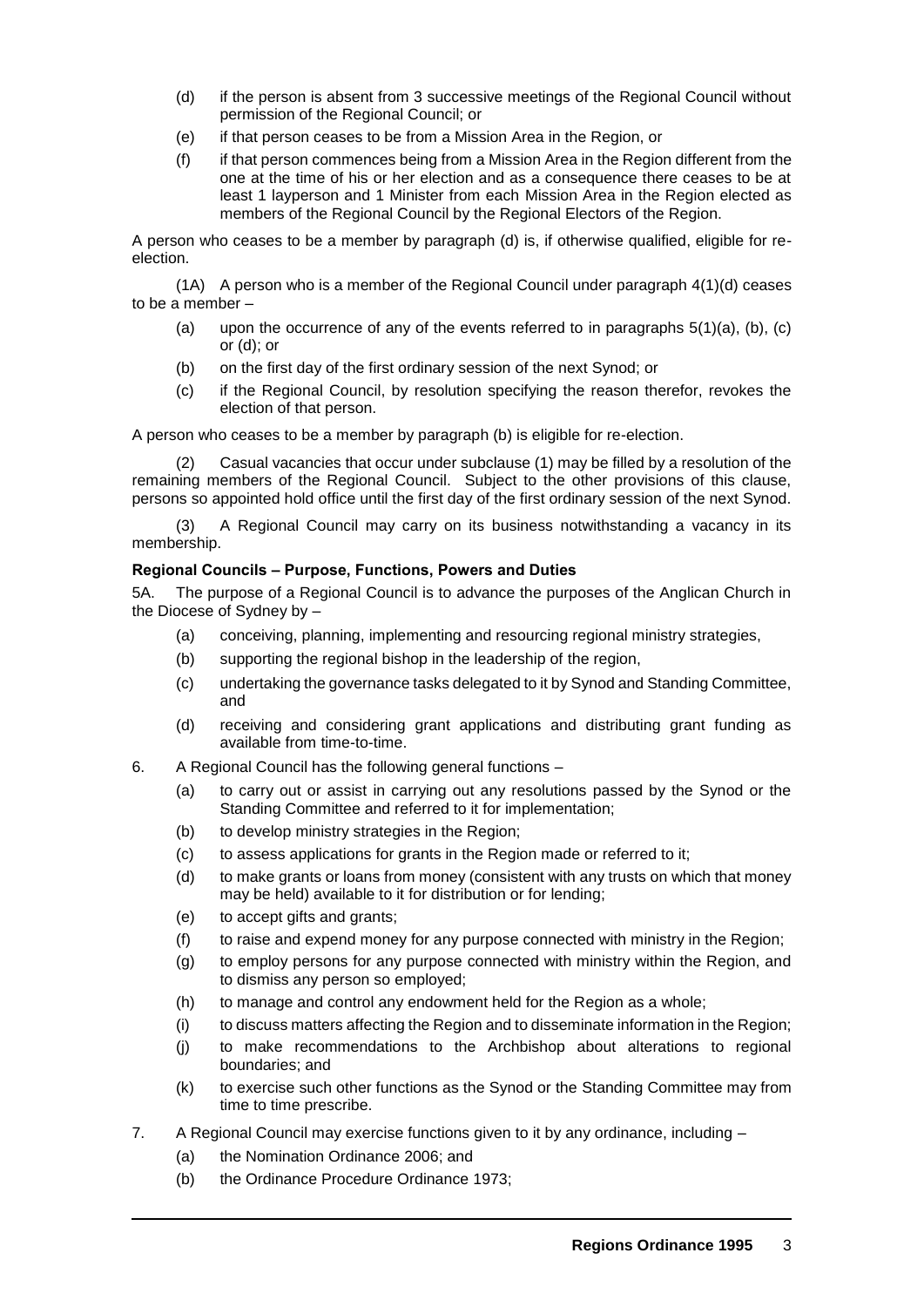- (d) if the person is absent from 3 successive meetings of the Regional Council without permission of the Regional Council; or
- (e) if that person ceases to be from a Mission Area in the Region, or
- (f) if that person commences being from a Mission Area in the Region different from the one at the time of his or her election and as a consequence there ceases to be at least 1 layperson and 1 Minister from each Mission Area in the Region elected as members of the Regional Council by the Regional Electors of the Region.

A person who ceases to be a member by paragraph (d) is, if otherwise qualified, eligible for re-election.

(1A) A person who is a member of the Regional Council under paragraph 4(1)(d) ceases to be a member –

- (a) upon the occurrence of any of the events referred to in paragraphs 5(1)(a), (b), (c) or (d); or
- (b) on the first day of the first ordinary session of the next Synod; or
- (c) if the Regional Council, by resolution specifying the reason therefor, revokes the election of that person.

A person who ceases to be a member by paragraph (b) is eligible for re-election.

(2) Casual vacancies that occur under subclause (1) may be filled by a resolution of the remaining members of the Regional Council. Subject to the other provisions of this clause, persons so appointed hold office until the first day of the first ordinary session of the next Synod.

(3) A Regional Council may carry on its business notwithstanding a vacancy in its membership.

**Regional Councils – Purpose, Functions, Powers and Duties**

5A. The purpose of a Regional Council is to advance the purposes of the Anglican Church in the Diocese of Sydney by –

- (a) conceiving, planning, implementing and resourcing regional ministry strategies,
- (b) supporting the regional bishop in the leadership of the region,
- (c) undertaking the governance tasks delegated to it by Synod and Standing Committee, and
- (d) receiving and considering grant applications and distributing grant funding as available from time-to-time.

6. A Regional Council has the following general functions –
   - (a) to carry out or assist in carrying out any resolutions passed by the Synod or the Standing Committee and referred to it for implementation;
   - (b) to develop ministry strategies in the Region;
   - (c) to assess applications for grants in the Region made or referred to it;
   - (d) to make grants or loans from money (consistent with any trusts on which that money may be held) available to it for distribution or for lending;
   - (e) to accept gifts and grants;
   - (f) to raise and expend money for any purpose connected with ministry in the Region;
   - (g) to employ persons for any purpose connected with ministry within the Region, and to dismiss any person so employed;
   - (h) to manage and control any endowment held for the Region as a whole;
   - (i) to discuss matters affecting the Region and to disseminate information in the Region;
   - (j) to make recommendations to the Archbishop about alterations to regional boundaries; and
   - (k) to exercise such other functions as the Synod or the Standing Committee may from time to time prescribe.

7. A Regional Council may exercise functions given to it by any ordinance, including –
   - (a) the Nomination Ordinance 2006; and
   - (b) the Ordinance Procedure Ordinance 1973;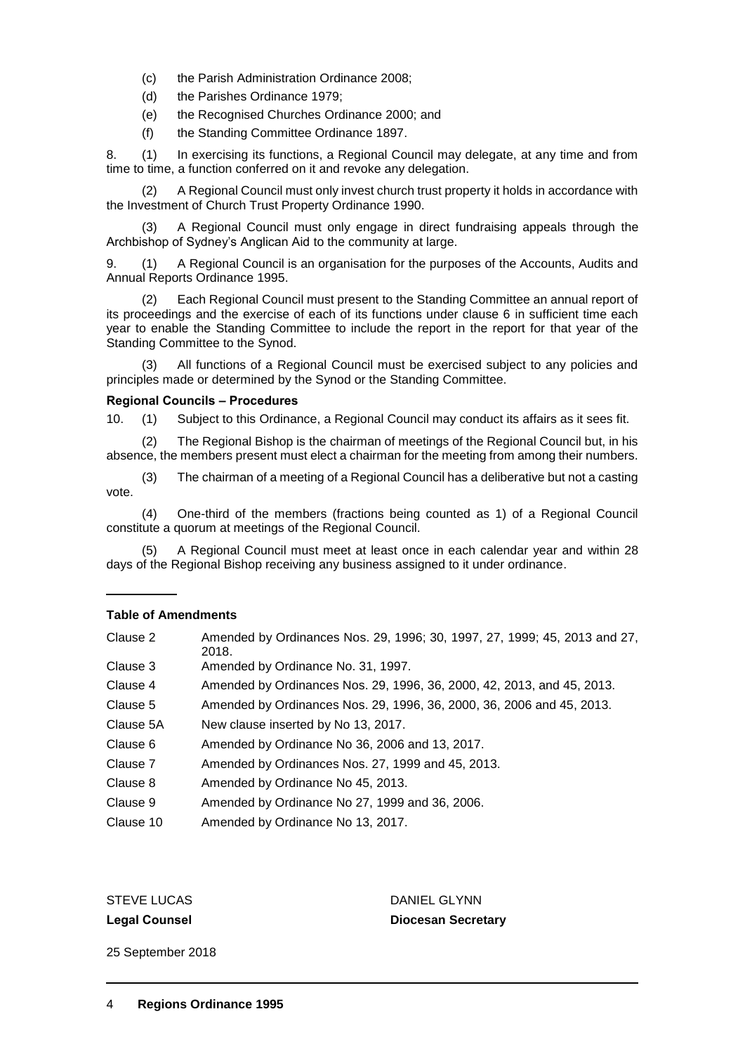(c) the Parish Administration Ordinance 2008;

(d) the Parishes Ordinance 1979;

(e) the Recognised Churches Ordinance 2000; and

(f) the Standing Committee Ordinance 1897.

8. (1) In exercising its functions, a Regional Council may delegate, at any time and from time to time, a function conferred on it and revoke any delegation.

(2) A Regional Council must only invest church trust property it holds in accordance with the Investment of Church Trust Property Ordinance 1990.

(3) A Regional Council must only engage in direct fundraising appeals through the Archbishop of Sydney's Anglican Aid to the community at large.

9. (1) A Regional Council is an organisation for the purposes of the Accounts, Audits and Annual Reports Ordinance 1995.

(2) Each Regional Council must present to the Standing Committee an annual report of its proceedings and the exercise of each of its functions under clause 6 in sufficient time each year to enable the Standing Committee to include the report in the report for that year of the Standing Committee to the Synod.

(3) All functions of a Regional Council must be exercised subject to any policies and principles made or determined by the Synod or the Standing Committee.

**Regional Councils – Procedures**

10. (1) Subject to this Ordinance, a Regional Council may conduct its affairs as it sees fit.

(2) The Regional Bishop is the chairman of meetings of the Regional Council but, in his absence, the members present must elect a chairman for the meeting from among their numbers.

(3) The chairman of a meeting of a Regional Council has a deliberative but not a casting vote.

(4) One-third of the members (fractions being counted as 1) of a Regional Council constitute a quorum at meetings of the Regional Council.

(5) A Regional Council must meet at least once in each calendar year and within 28 days of the Regional Bishop receiving any business assigned to it under ordinance.

**Table of Amendments**

| | |
|---|---|
| Clause 2 | Amended by Ordinances Nos. 29, 1996; 30, 1997, 27, 1999; 45, 2013 and 27, 2018. |
| Clause 3 | Amended by Ordinance No. 31, 1997. |
| Clause 4 | Amended by Ordinances Nos. 29, 1996, 36, 2000, 42, 2013, and 45, 2013. |
| Clause 5 | Amended by Ordinances Nos. 29, 1996, 36, 2000, 36, 2006 and 45, 2013. |
| Clause 5A | New clause inserted by No 13, 2017. |
| Clause 6 | Amended by Ordinance No 36, 2006 and 13, 2017. |
| Clause 7 | Amended by Ordinances Nos. 27, 1999 and 45, 2013. |
| Clause 8 | Amended by Ordinance No 45, 2013. |
| Clause 9 | Amended by Ordinance No 27, 1999 and 36, 2006. |
| Clause 10 | Amended by Ordinance No 13, 2017. |

STEVE LUCAS
**Legal Counsel**

DANIEL GLYNN
**Diocesan Secretary**

25 September 2018